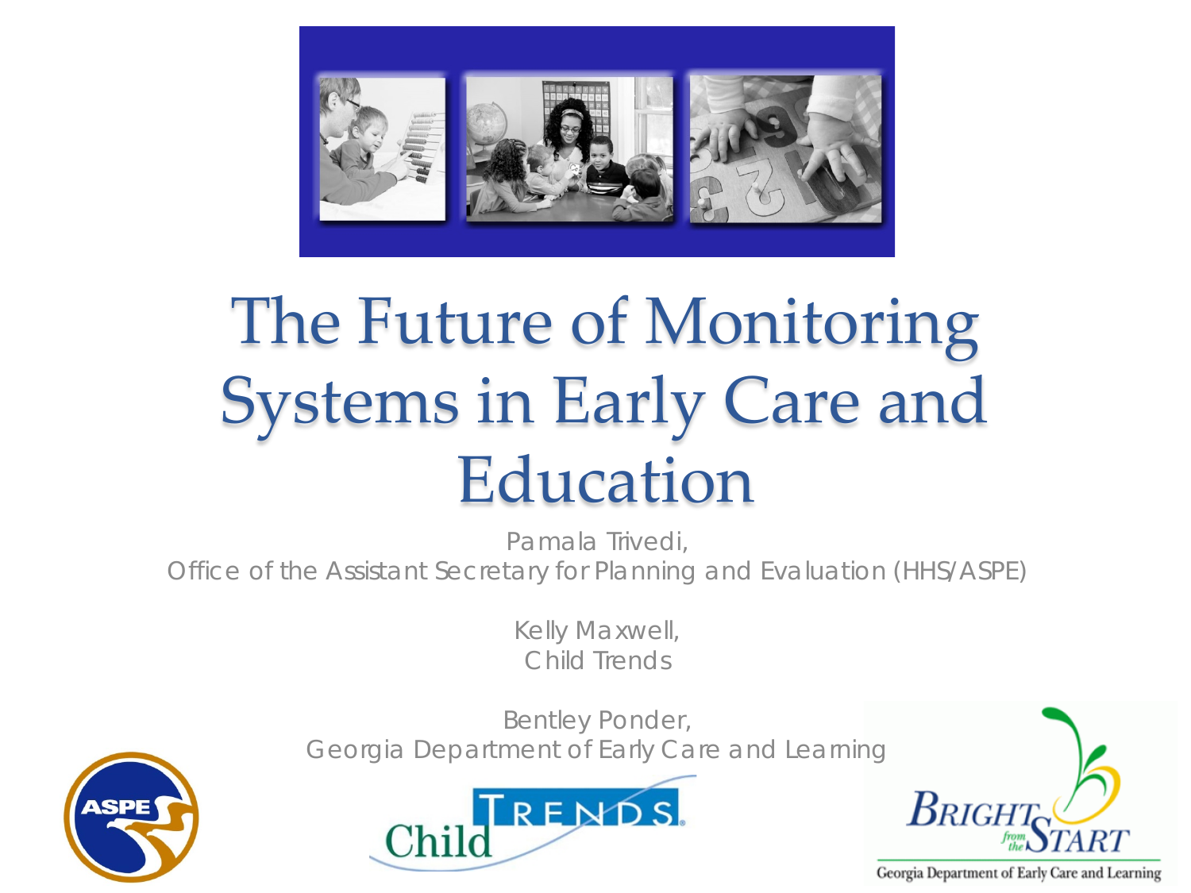# The Future of Monitoring Systems in Early Care and Education

Pamala Trivedi,
Office of the Assistant Secretary for Planning and Evaluation (HHS/ASPE)

Kelly Maxwell,
Child Trends

Bentley Ponder,
Georgia Department of Early Care and Learning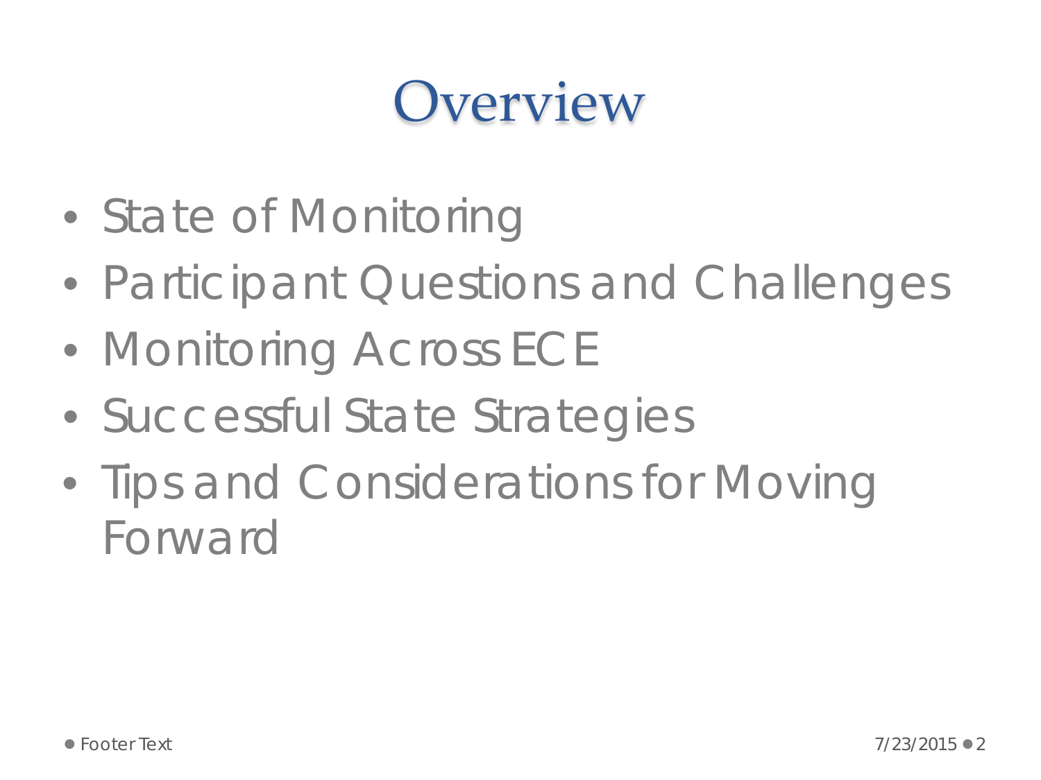# Overview

- State of Monitoring
- Participant Questions and Challenges
- Monitoring Across ECE
- Successful State Strategies
- Tips and Considerations for Moving Forward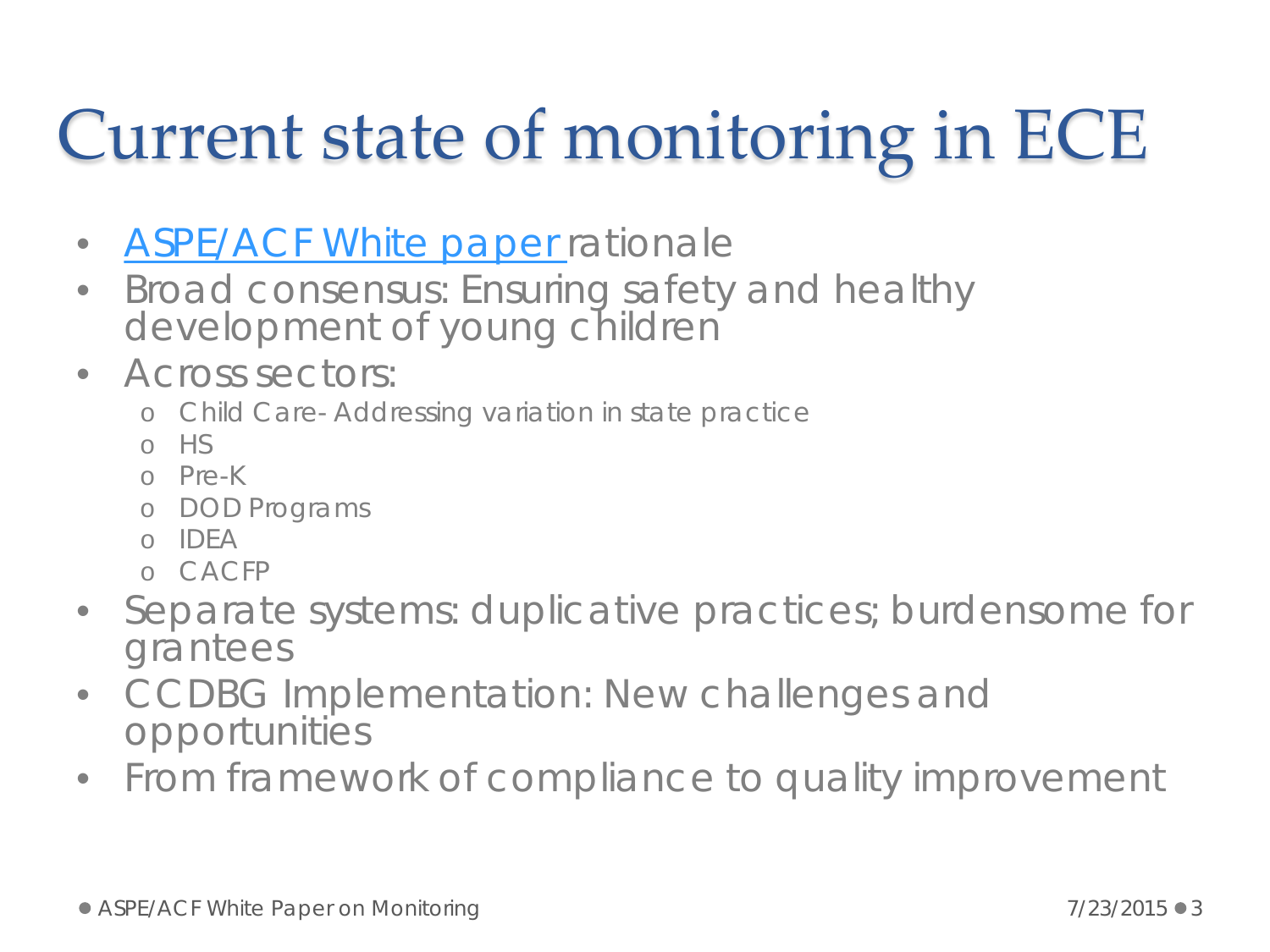# Current state of monitoring in ECE

- [ASPE/ACF White paper] rationale
- Broad consensus: Ensuring safety and healthy development of young children
- Across sectors:
  - Child Care- Addressing variation in state practice
  - HS
  - Pre-K
  - DOD Programs
  - IDEA
  - CACFP
- Separate systems: duplicative practices; burdensome for grantees
- CCDBG Implementation: New challenges and opportunities
- From framework of compliance to quality improvement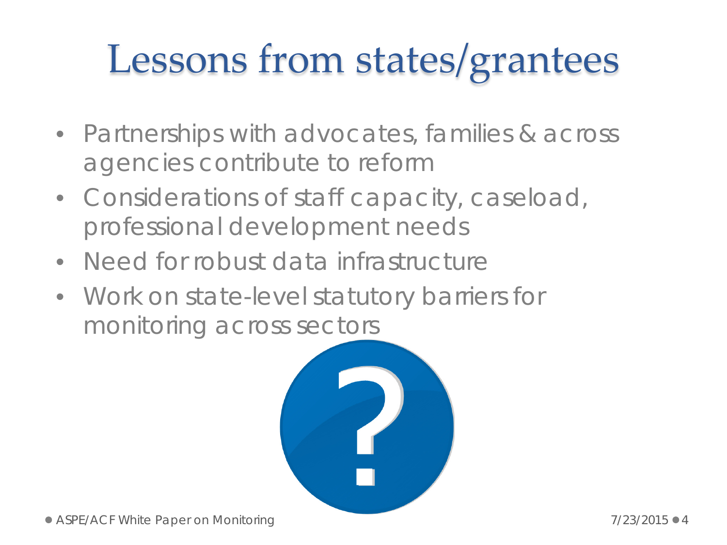# Lessons from states/grantees

- Partnerships with advocates, families & across agencies contribute to reform
- Considerations of staff capacity, caseload, professional development needs
- Need for robust data infrastructure
- Work on state-level statutory barriers for monitoring across sectors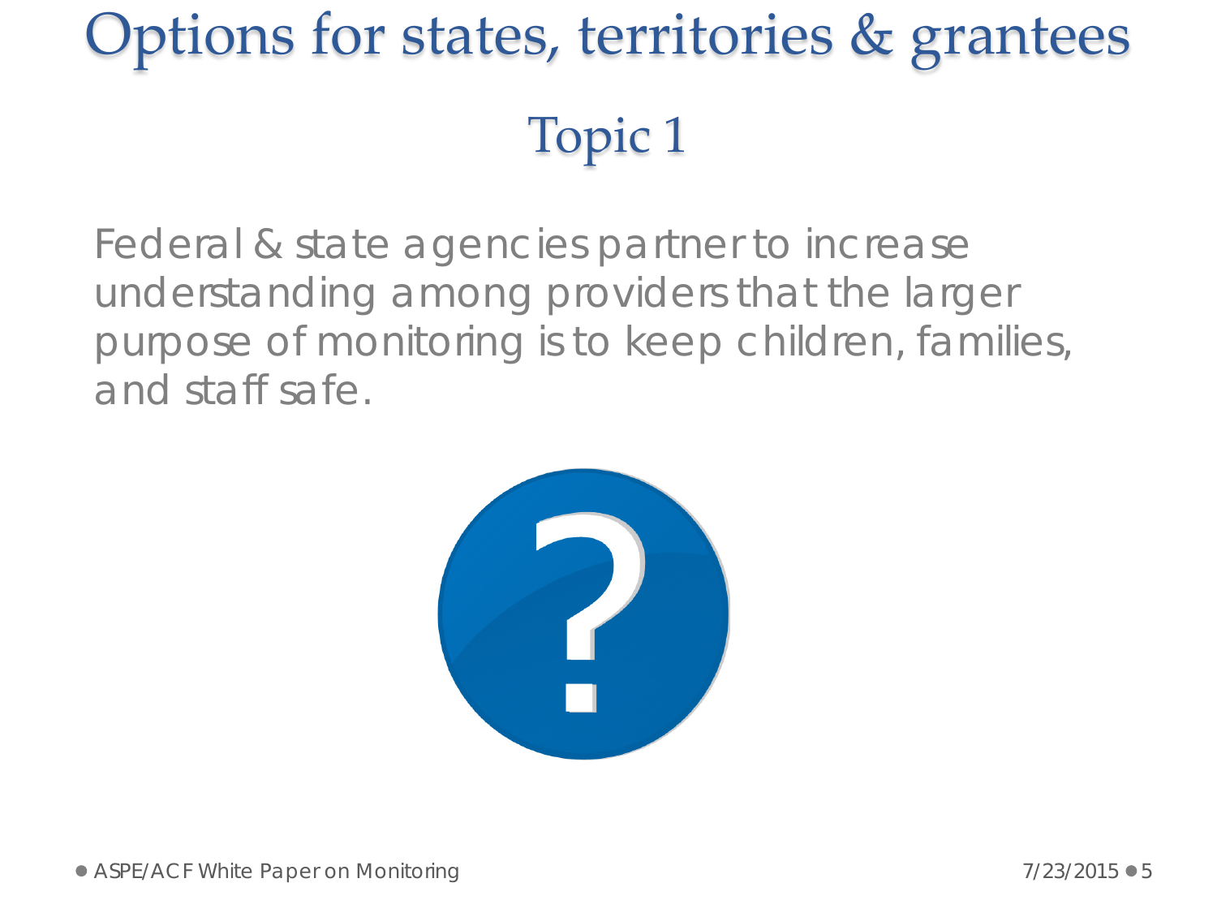# Options for states, territories & grantees

## Topic 1

Federal & state agencies partner to increase understanding among providers that the larger purpose of monitoring is to keep children, families, and staff safe.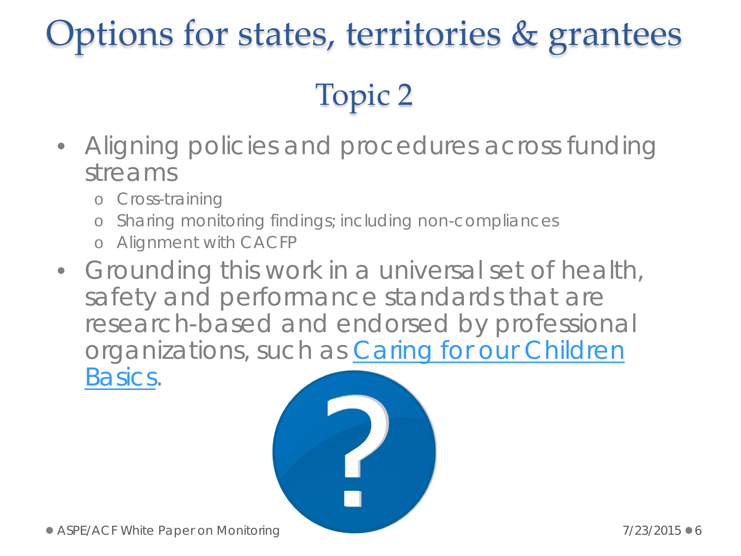# Options for states, territories & grantees

## Topic 2

- Aligning policies and procedures across funding streams
  - Cross-training
  - Sharing monitoring findings; including non-compliances
  - Alignment with CACFP
- Grounding this work in a universal set of health, safety and performance standards that are research-based and endorsed by professional organizations, such as Caring for our Children Basics.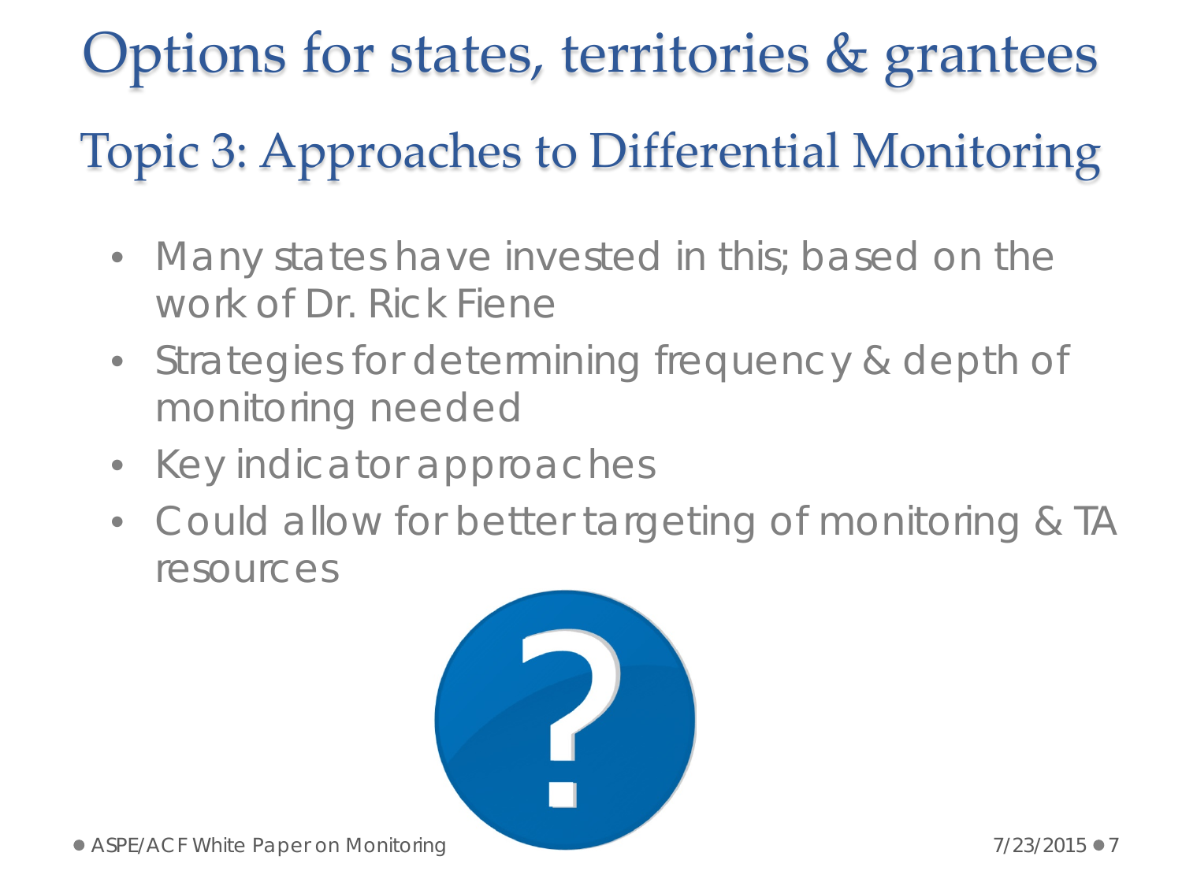# Options for states, territories & grantees

## Topic 3: Approaches to Differential Monitoring

- Many states have invested in this; based on the work of Dr. Rick Fiene
- Strategies for determining frequency & depth of monitoring needed
- Key indicator approaches
- Could allow for better targeting of monitoring & TA resources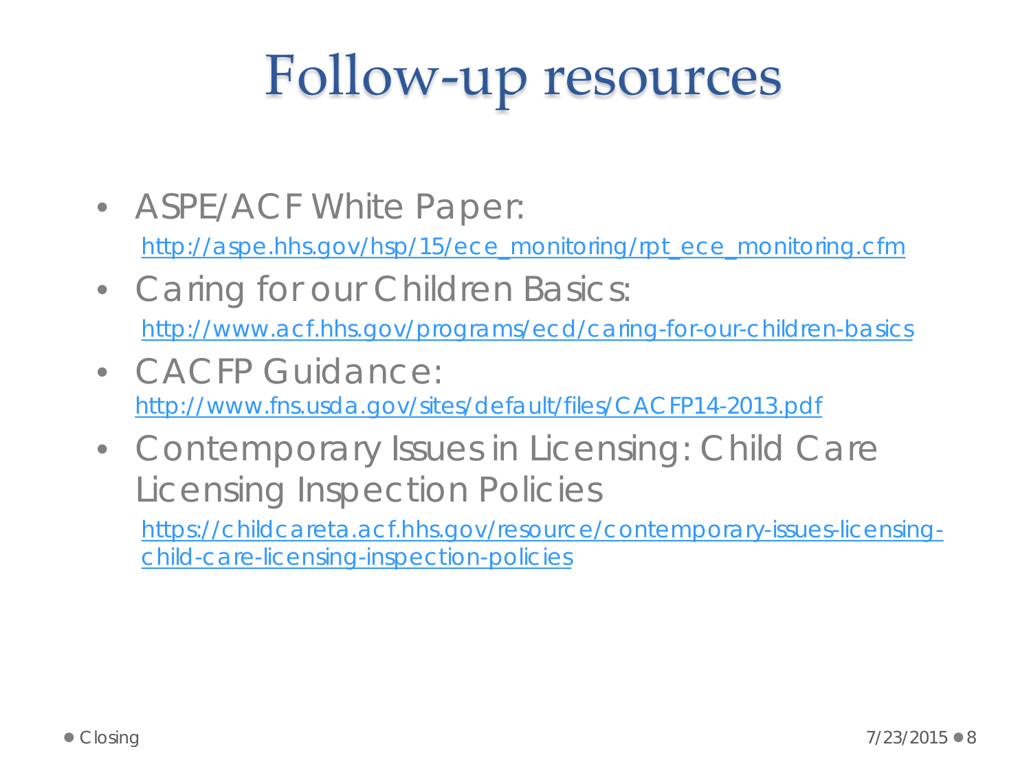# Follow-up resources

- ASPE/ACF White Paper:
  http://aspe.hhs.gov/hsp/15/ece_monitoring/rpt_ece_monitoring.cfm
- Caring for our Children Basics:
  http://www.acf.hhs.gov/programs/ecd/caring-for-our-children-basics
- CACFP Guidance:
  http://www.fns.usda.gov/sites/default/files/CACFP14-2013.pdf
- Contemporary Issues in Licensing: Child Care Licensing Inspection Policies
  https://childcareta.acf.hhs.gov/resource/contemporary-issues-licensing-child-care-licensing-inspection-policies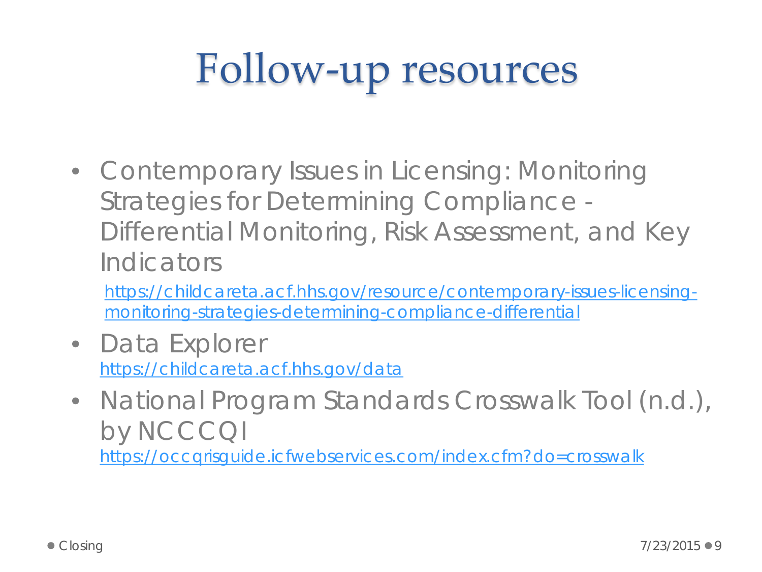# Follow-up resources

- Contemporary Issues in Licensing: Monitoring Strategies for Determining Compliance - Differential Monitoring, Risk Assessment, and Key Indicators

  https://childcareta.acf.hhs.gov/resource/contemporary-issues-licensing-monitoring-strategies-determining-compliance-differential

- Data Explorer

  https://childcareta.acf.hhs.gov/data

- National Program Standards Crosswalk Tool (n.d.), by NCCCQI

  https://occqrisguide.icfwebservices.com/index.cfm?do=crosswalk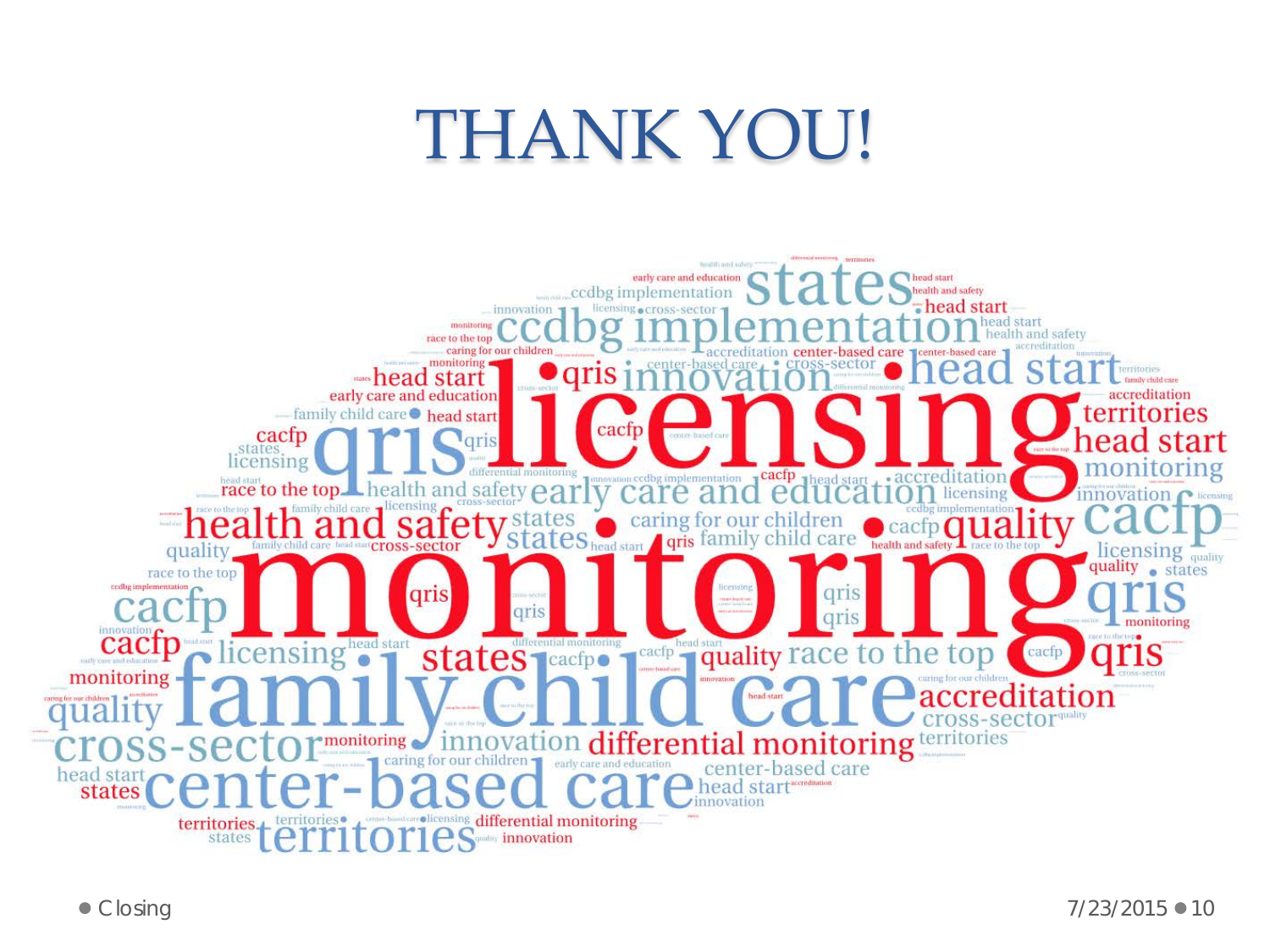# THANK YOU!